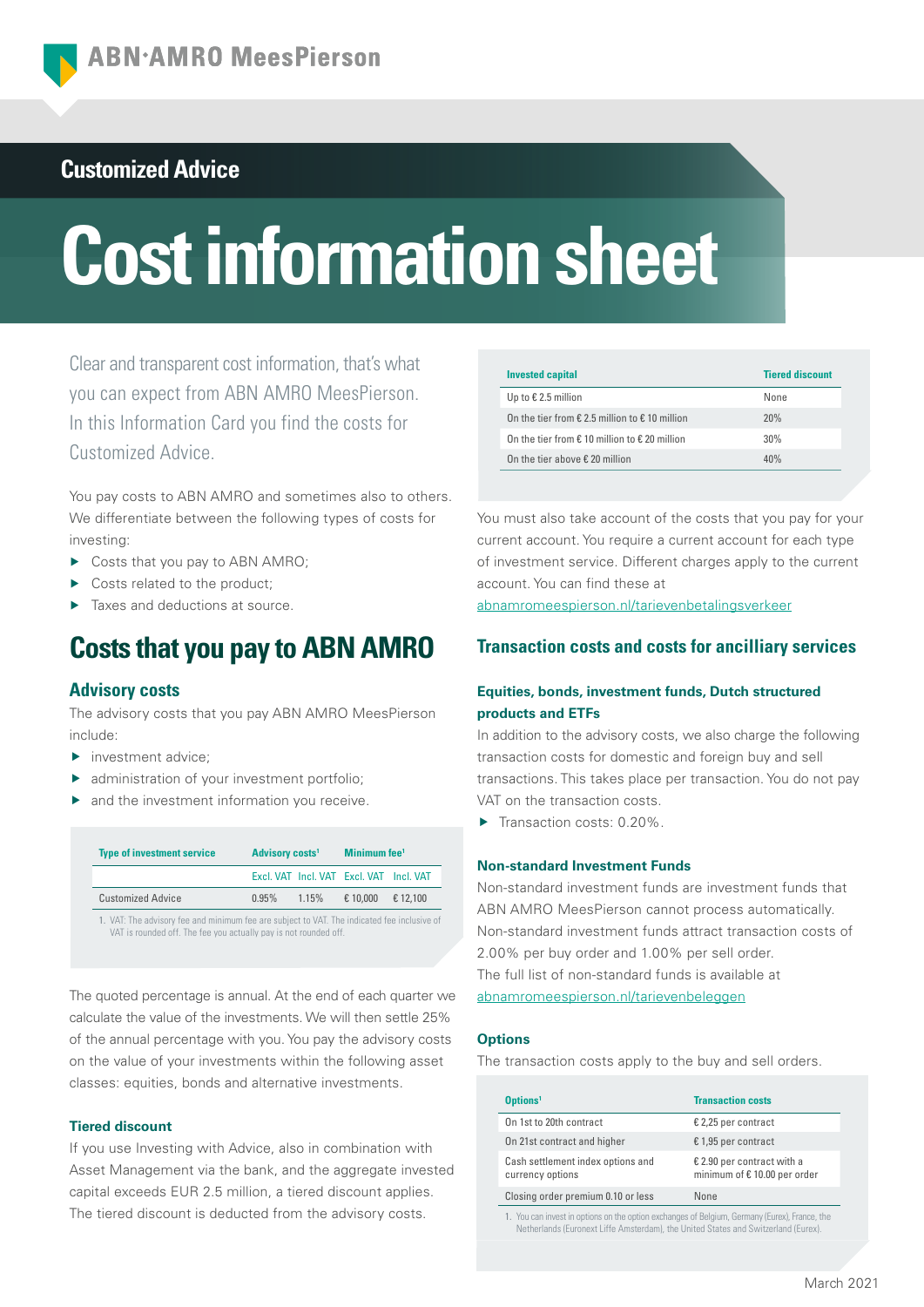ABN·AMRO MeesPierson

## Customized Advice

# Cost information sheet

Clear and transparent cost information, that's what you can expect from ABN AMRO MeesPierson. In this Information Card you find the costs for Customized Advice.

You pay costs to ABN AMRO and sometimes also to others. We differentiate between the following types of costs for investing:

- Costs that you pay to ABN AMRO;
- Costs related to the product;
- Taxes and deductions at source.

## Costs that you pay to ABN AMRO

### Advisory costs

The advisory costs that you pay ABN AMRO MeesPierson include:

- investment advice;
- administration of your investment portfolio;
- and the investment information you receive.

| Type of investment service | Advisory costs[1] | | Minimum fee[1] | |
|---|---|---|---|---|
| | Excl. VAT | Incl. VAT | Excl. VAT | Incl. VAT |
| Customized Advice | 0.95% | 1.15% | € 10,000 | € 12,100 |

1. VAT: The advisory fee and minimum fee are subject to VAT. The indicated fee inclusive of VAT is rounded off. The fee you actually pay is not rounded off.

The quoted percentage is annual. At the end of each quarter we calculate the value of the investments. We will then settle 25% of the annual percentage with you. You pay the advisory costs on the value of your investments within the following asset classes: equities, bonds and alternative investments.

### Tiered discount

If you use Investing with Advice, also in combination with Asset Management via the bank, and the aggregate invested capital exceeds EUR 2.5 million, a tiered discount applies. The tiered discount is deducted from the advisory costs.

| Invested capital | Tiered discount |
|---|---|
| Up to € 2.5 million | None |
| On the tier from € 2.5 million to € 10 million | 20% |
| On the tier from € 10 million to € 20 million | 30% |
| On the tier above € 20 million | 40% |

You must also take account of the costs that you pay for your current account. You require a current account for each type of investment service. Different charges apply to the current account. You can find these at abnamromeespierson.nl/tarievenbetalingsverkeer

## Transaction costs and costs for ancilliary services

### Equities, bonds, investment funds, Dutch structured products and ETFs

In addition to the advisory costs, we also charge the following transaction costs for domestic and foreign buy and sell transactions. This takes place per transaction. You do not pay VAT on the transaction costs.

- Transaction costs: 0.20%.

### Non-standard Investment Funds

Non-standard investment funds are investment funds that ABN AMRO MeesPierson cannot process automatically. Non-standard investment funds attract transaction costs of 2.00% per buy order and 1.00% per sell order.
The full list of non-standard funds is available at abnamromeespierson.nl/tarievenbeleggen

### Options

The transaction costs apply to the buy and sell orders.

| Options[1] | Transaction costs |
|---|---|
| On 1st to 20th contract | € 2,25 per contract |
| On 21st contract and higher | € 1,95 per contract |
| Cash settlement index options and currency options | € 2.90 per contract with a minimum of € 10.00 per order |
| Closing order premium 0.10 or less | None |

1. You can invest in options on the option exchanges of Belgium, Germany (Eurex), France, the Netherlands (Euronext Liffe Amsterdam), the United States and Switzerland (Eurex).

March 2021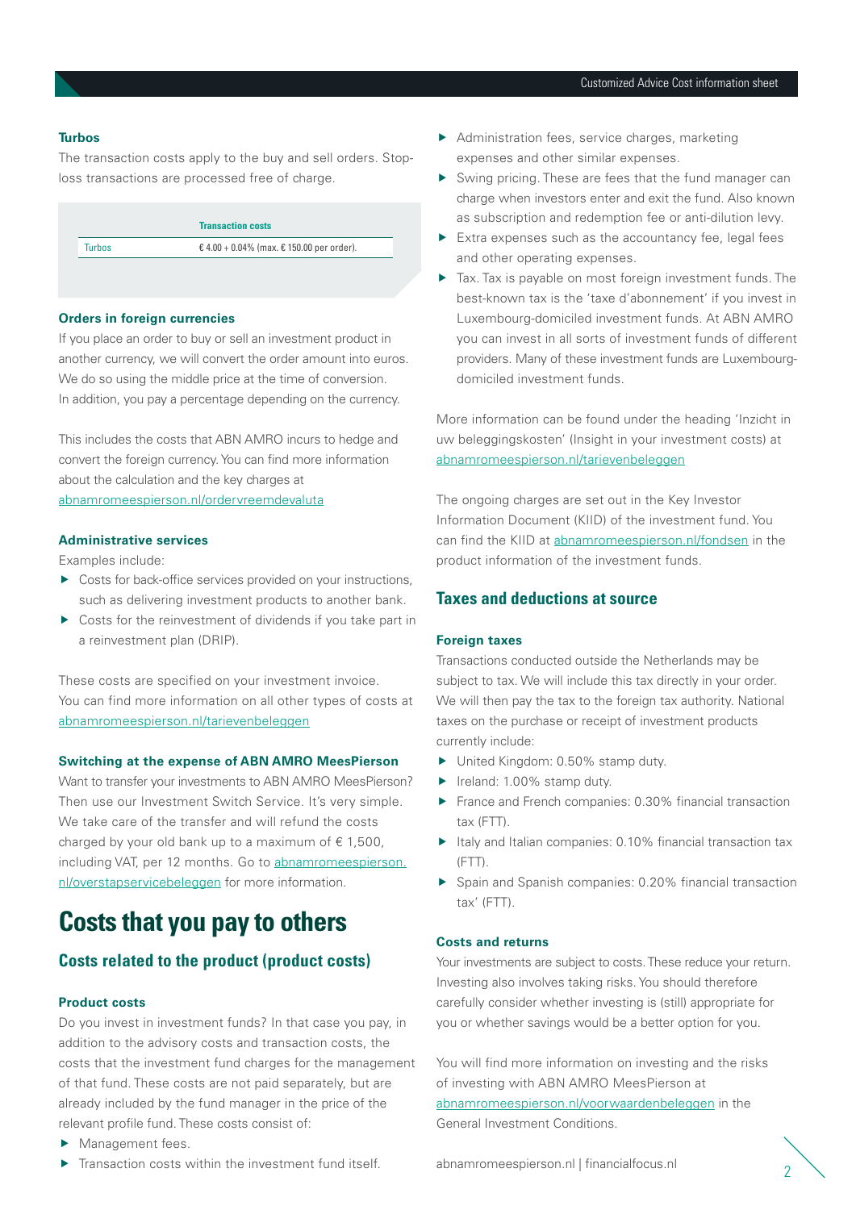### Turbos

The transaction costs apply to the buy and sell orders. Stop-loss transactions are processed free of charge.

| | Transaction costs |
|---|---|
| Turbos | € 4.00 + 0.04% (max. € 150.00 per order). |

### Orders in foreign currencies

If you place an order to buy or sell an investment product in another currency, we will convert the order amount into euros. We do so using the middle price at the time of conversion. In addition, you pay a percentage depending on the currency.

This includes the costs that ABN AMRO incurs to hedge and convert the foreign currency. You can find more information about the calculation and the key charges at abnamromeespierson.nl/ordervreemdevaluta

### Administrative services

Examples include:

- Costs for back-office services provided on your instructions, such as delivering investment products to another bank.
- Costs for the reinvestment of dividends if you take part in a reinvestment plan (DRIP).

These costs are specified on your investment invoice. You can find more information on all other types of costs at abnamromeespierson.nl/tarievenbeleggen

### Switching at the expense of ABN AMRO MeesPierson

Want to transfer your investments to ABN AMRO MeesPierson? Then use our Investment Switch Service. It's very simple. We take care of the transfer and will refund the costs charged by your old bank up to a maximum of € 1,500, including VAT, per 12 months. Go to abnamromeespierson.nl/overstapservicebeleggen for more information.

# Costs that you pay to others

## Costs related to the product (product costs)

### Product costs

Do you invest in investment funds? In that case you pay, in addition to the advisory costs and transaction costs, the costs that the investment fund charges for the management of that fund. These costs are not paid separately, but are already included by the fund manager in the price of the relevant profile fund. These costs consist of:

- Management fees.
- Transaction costs within the investment fund itself.
- Administration fees, service charges, marketing expenses and other similar expenses.
- Swing pricing. These are fees that the fund manager can charge when investors enter and exit the fund. Also known as subscription and redemption fee or anti-dilution levy.
- Extra expenses such as the accountancy fee, legal fees and other operating expenses.
- Tax. Tax is payable on most foreign investment funds. The best-known tax is the 'taxe d'abonnement' if you invest in Luxembourg-domiciled investment funds. At ABN AMRO you can invest in all sorts of investment funds of different providers. Many of these investment funds are Luxembourg-domiciled investment funds.

More information can be found under the heading 'Inzicht in uw beleggingskosten' (Insight in your investment costs) at abnamromeespierson.nl/tarievenbeleggen

The ongoing charges are set out in the Key Investor Information Document (KIID) of the investment fund. You can find the KIID at abnamromeespierson.nl/fondsen in the product information of the investment funds.

## Taxes and deductions at source

### Foreign taxes

Transactions conducted outside the Netherlands may be subject to tax. We will include this tax directly in your order. We will then pay the tax to the foreign tax authority. National taxes on the purchase or receipt of investment products currently include:

- United Kingdom: 0.50% stamp duty.
- Ireland: 1.00% stamp duty.
- France and French companies: 0.30% financial transaction tax (FTT).
- Italy and Italian companies: 0.10% financial transaction tax (FTT).
- Spain and Spanish companies: 0.20% financial transaction tax' (FTT).

### Costs and returns

Your investments are subject to costs. These reduce your return. Investing also involves taking risks. You should therefore carefully consider whether investing is (still) appropriate for you or whether savings would be a better option for you.

You will find more information on investing and the risks of investing with ABN AMRO MeesPierson at abnamromeespierson.nl/voorwaardenbeleggen in the General Investment Conditions.

abnamromeespierson.nl | financialfocus.nl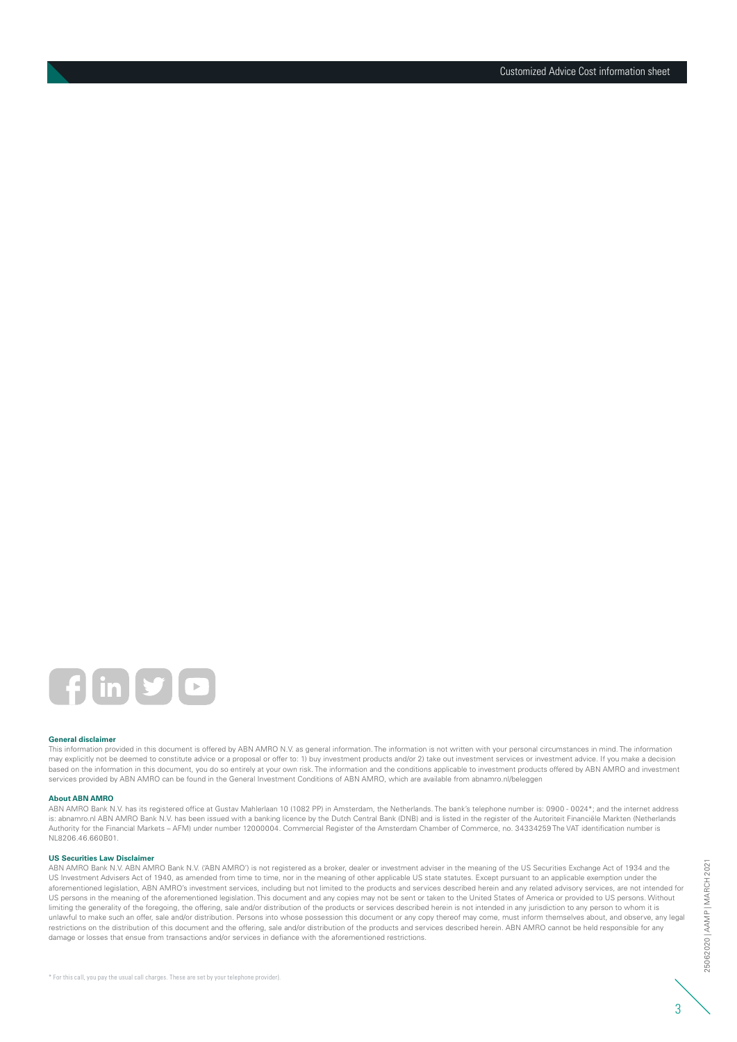**General disclaimer**

This information provided in this document is offered by ABN AMRO N.V. as general information. The information is not written with your personal circumstances in mind. The information may explicitly not be deemed to constitute advice or a proposal or offer to: 1) buy investment products and/or 2) take out investment services or investment advice. If you make a decision based on the information in this document, you do so entirely at your own risk. The information and the conditions applicable to investment products offered by ABN AMRO and investment services provided by ABN AMRO can be found in the General Investment Conditions of ABN AMRO, which are available from abnamro.nl/beleggen

**About ABN AMRO**

ABN AMRO Bank N.V. has its registered office at Gustav Mahlerlaan 10 (1082 PP) in Amsterdam, the Netherlands. The bank's telephone number is: 0900 - 0024*; and the internet address is: abnamro.nl ABN AMRO Bank N.V. has been issued with a banking licence by the Dutch Central Bank (DNB) and is listed in the register of the Autoriteit Financiële Markten (Netherlands Authority for the Financial Markets – AFM) under number 12000004. Commercial Register of the Amsterdam Chamber of Commerce, no. 34334259 The VAT identification number is NL8206.46.660B01.

**US Securities Law Disclaimer**

ABN AMRO Bank N.V. ABN AMRO Bank N.V. ('ABN AMRO') is not registered as a broker, dealer or investment adviser in the meaning of the US Securities Exchange Act of 1934 and the US Investment Advisers Act of 1940, as amended from time to time, nor in the meaning of other applicable US state statutes. Except pursuant to an applicable exemption under the aforementioned legislation, ABN AMRO's investment services, including but not limited to the products and services described herein and any related advisory services, are not intended for US persons in the meaning of the aforementioned legislation. This document and any copies may not be sent or taken to the United States of America or provided to US persons. Without limiting the generality of the foregoing, the offering, sale and/or distribution of the products or services described herein is not intended in any jurisdiction to any person to whom it is unlawful to make such an offer, sale and/or distribution. Persons into whose possession this document or any copy thereof may come, must inform themselves about, and observe, any legal restrictions on the distribution of this document and the offering, sale and/or distribution of the products and services described herein. ABN AMRO cannot be held responsible for any damage or losses that ensue from transactions and/or services in defiance with the aforementioned restrictions.

\* For this call, you pay the usual call charges. These are set by your telephone provider).

25062020 | AAMP | MARCH 2021